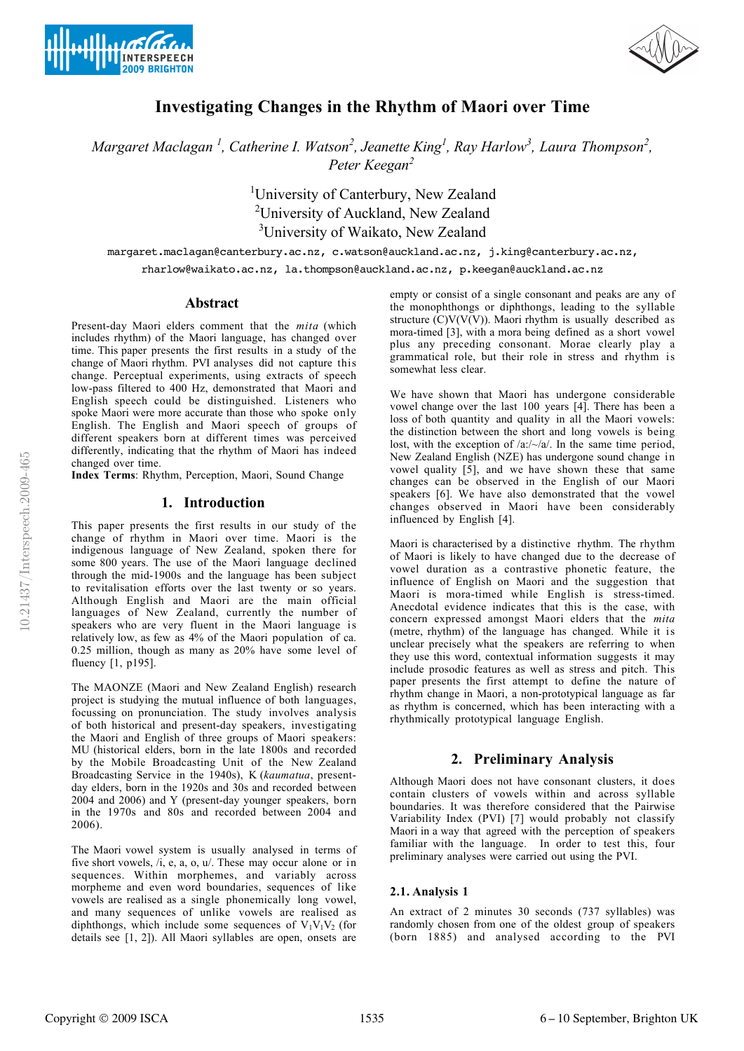# Investigating Changes in the Rhythm of Maori over Time

*Margaret Maclagan [1], Catherine I. Watson[2], Jeanette King[1], Ray Harlow[3], Laura Thompson[2], Peter Keegan[2]*

[1]University of Canterbury, New Zealand
[2]University of Auckland, New Zealand
[3]University of Waikato, New Zealand

margaret.maclagan@canterbury.ac.nz, c.watson@auckland.ac.nz, j.king@canterbury.ac.nz, rharlow@waikato.ac.nz, la.thompson@auckland.ac.nz, p.keegan@auckland.ac.nz

## Abstract

Present-day Maori elders comment that the *mita* (which includes rhythm) of the Maori language, has changed over time. This paper presents the first results in a study of the change of Maori rhythm. PVI analyses did not capture this change. Perceptual experiments, using extracts of speech low-pass filtered to 400 Hz, demonstrated that Maori and English speech could be distinguished. Listeners who spoke Maori were more accurate than those who spoke only English. The English and Maori speech of groups of different speakers born at different times was perceived differently, indicating that the rhythm of Maori has indeed changed over time.

**Index Terms**: Rhythm, Perception, Maori, Sound Change

## 1. Introduction

This paper presents the first results in our study of the change of rhythm in Maori over time. Maori is the indigenous language of New Zealand, spoken there for some 800 years. The use of the Maori language declined through the mid-1900s and the language has been subject to revitalisation efforts over the last twenty or so years. Although English and Maori are the main official languages of New Zealand, currently the number of speakers who are very fluent in the Maori language is relatively low, as few as 4% of the Maori population of ca. 0.25 million, though as many as 20% have some level of fluency [1, p195].

The MAONZE (Maori and New Zealand English) research project is studying the mutual influence of both languages, focussing on pronunciation. The study involves analysis of both historical and present-day speakers, investigating the Maori and English of three groups of Maori speakers: MU (historical elders, born in the late 1800s and recorded by the Mobile Broadcasting Unit of the New Zealand Broadcasting Service in the 1940s), K (*kaumatua*, present-day elders, born in the 1920s and 30s and recorded between 2004 and 2006) and Y (present-day younger speakers, born in the 1970s and 80s and recorded between 2004 and 2006).

The Maori vowel system is usually analysed in terms of five short vowels, /i, e, a, o, u/. These may occur alone or in sequences. Within morphemes, and variably across morpheme and even word boundaries, sequences of like vowels are realised as a single phonemically long vowel, and many sequences of unlike vowels are realised as diphthongs, which include some sequences of $V_1V_1V_2$ (for details see [1, 2]). All Maori syllables are open, onsets are empty or consist of a single consonant and peaks are any of the monophthongs or diphthongs, leading to the syllable structure (C)V(V(V)). Maori rhythm is usually described as mora-timed [3], with a mora being defined as a short vowel plus any preceding consonant. Morae clearly play a grammatical role, but their role in stress and rhythm is somewhat less clear.

We have shown that Maori has undergone considerable vowel change over the last 100 years [4]. There has been a loss of both quantity and quality in all the Maori vowels: the distinction between the short and long vowels is being lost, with the exception of /aː/~/a/. In the same time period, New Zealand English (NZE) has undergone sound change in vowel quality [5], and we have shown these that same changes can be observed in the English of our Maori speakers [6]. We have also demonstrated that the vowel changes observed in Maori have been considerably influenced by English [4].

Maori is characterised by a distinctive rhythm. The rhythm of Maori is likely to have changed due to the decrease of vowel duration as a contrastive phonetic feature, the influence of English on Maori and the suggestion that Maori is mora-timed while English is stress-timed. Anecdotal evidence indicates that this is the case, with concern expressed amongst Maori elders that the *mita* (metre, rhythm) of the language has changed. While it is unclear precisely what the speakers are referring to when they use this word, contextual information suggests it may include prosodic features as well as stress and pitch. This paper presents the first attempt to define the nature of rhythm change in Maori, a non-prototypical language as far as rhythm is concerned, which has been interacting with a rhythmically prototypical language English.

## 2. Preliminary Analysis

Although Maori does not have consonant clusters, it does contain clusters of vowels within and across syllable boundaries. It was therefore considered that the Pairwise Variability Index (PVI) [7] would probably not classify Maori in a way that agreed with the perception of speakers familiar with the language. In order to test this, four preliminary analyses were carried out using the PVI.

### 2.1. Analysis 1

An extract of 2 minutes 30 seconds (737 syllables) was randomly chosen from one of the oldest group of speakers (born 1885) and analysed according to the PVI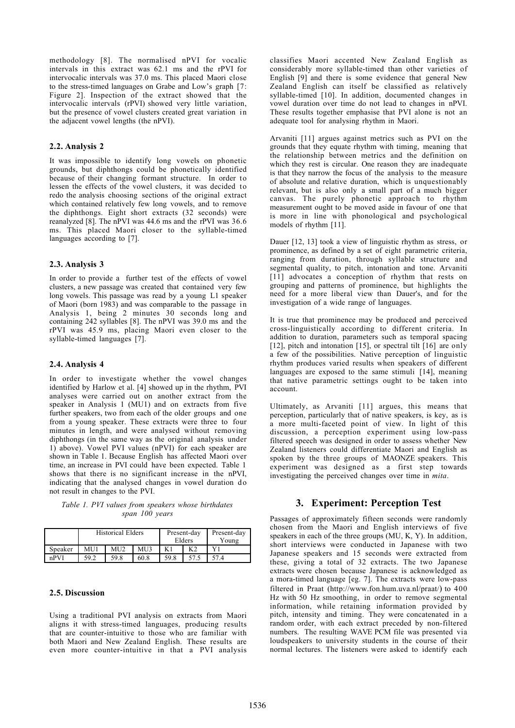methodology [8]. The normalised nPVI for vocalic intervals in this extract was 62.1 ms and the rPVI for intervocalic intervals was 37.0 ms. This placed Maori close to the stress-timed languages on Grabe and Low's graph [7: Figure 2]. Inspection of the extract showed that the intervocalic intervals (rPVI) showed very little variation, but the presence of vowel clusters created great variation in the adjacent vowel lengths (the nPVI).

### 2.2. Analysis 2

It was impossible to identify long vowels on phonetic grounds, but diphthongs could be phonetically identified because of their changing formant structure. In order to lessen the effects of the vowel clusters, it was decided to redo the analysis choosing sections of the original extract which contained relatively few long vowels, and to remove the diphthongs. Eight short extracts (32 seconds) were reanalyzed [8]. The nPVI was 44.6 ms and the rPVI was 36.6 ms. This placed Maori closer to the syllable-timed languages according to [7].

### 2.3. Analysis 3

In order to provide a further test of the effects of vowel clusters, a new passage was created that contained very few long vowels. This passage was read by a young L1 speaker of Maori (born 1983) and was comparable to the passage in Analysis 1, being 2 minutes 30 seconds long and containing 242 syllables [8]. The nPVI was 39.0 ms and the rPVI was 45.9 ms, placing Maori even closer to the syllable-timed languages [7].

### 2.4. Analysis 4

In order to investigate whether the vowel changes identified by Harlow et al. [4] showed up in the rhythm, PVI analyses were carried out on another extract from the speaker in Analysis 1 (MU1) and on extracts from five further speakers, two from each of the older groups and one from a young speaker. These extracts were three to four minutes in length, and were analysed without removing diphthongs (in the same way as the original analysis under 1) above). Vowel PVI values (nPVI) for each speaker are shown in Table 1. Because English has affected Maori over time, an increase in PVI could have been expected. Table 1 shows that there is no significant increase in the nPVI, indicating that the analysed changes in vowel duration do not result in changes to the PVI.

*Table 1. PVI values from speakers whose birthdates span 100 years*

| | Historical Elders | | | Present-day Elders | | Present-day Young |
|---|---|---|---|---|---|---|
| Speaker | MU1 | MU2 | MU3 | K1 | K2 | Y1 |
| nPVI | 59.2 | 59.8 | 60.8 | 59.8 | 57.5 | 57.4 |

### 2.5. Discussion

Using a traditional PVI analysis on extracts from Maori aligns it with stress-timed languages, producing results that are counter-intuitive to those who are familiar with both Maori and New Zealand English. These results are even more counter-intuitive in that a PVI analysis classifies Maori accented New Zealand English as considerably more syllable-timed than other varieties of English [9] and there is some evidence that general New Zealand English can itself be classified as relatively syllable-timed [10]. In addition, documented changes in vowel duration over time do not lead to changes in nPVI. These results together emphasise that PVI alone is not an adequate tool for analysing rhythm in Maori.

Arvaniti [11] argues against metrics such as PVI on the grounds that they equate rhythm with timing, meaning that the relationship between metrics and the definition on which they rest is circular. One reason they are inadequate is that they narrow the focus of the analysis to the measure of absolute and relative duration, which is unquestionably relevant, but is also only a small part of a much bigger canvas. The purely phonetic approach to rhythm measurement ought to be moved aside in favour of one that is more in line with phonological and psychological models of rhythm [11].

Dauer [12, 13] took a view of linguistic rhythm as stress, or prominence, as defined by a set of eight parametric criteria, ranging from duration, through syllable structure and segmental quality, to pitch, intonation and tone. Arvaniti [11] advocates a conception of rhythm that rests on grouping and patterns of prominence, but highlights the need for a more liberal view than Dauer's, and for the investigation of a wide range of languages.

It is true that prominence may be produced and perceived cross-linguistically according to different criteria. In addition to duration, parameters such as temporal spacing [12], pitch and intonation [15], or spectral tilt [16] are only a few of the possibilities. Native perception of linguistic rhythm produces varied results when speakers of different languages are exposed to the same stimuli [14], meaning that native parametric settings ought to be taken into account.

Ultimately, as Arvaniti [11] argues, this means that perception, particularly that of native speakers, is key, as is a more multi-faceted point of view. In light of this discussion, a perception experiment using low-pass filtered speech was designed in order to assess whether New Zealand listeners could differentiate Maori and English as spoken by the three groups of MAONZE speakers. This experiment was designed as a first step towards investigating the perceived changes over time in *mita*.

## 3. Experiment: Perception Test

Passages of approximately fifteen seconds were randomly chosen from the Maori and English interviews of five speakers in each of the three groups (MU, K, Y). In addition, short interviews were conducted in Japanese with two Japanese speakers and 15 seconds were extracted from these, giving a total of 32 extracts. The two Japanese extracts were chosen because Japanese is acknowledged as a mora-timed language [eg. 7]. The extracts were low-pass filtered in Praat (http://www.fon.hum.uva.nl/praat/) to 400 Hz with 50 Hz smoothing, in order to remove segmental information, while retaining information provided by pitch, intensity and timing. They were concatenated in a random order, with each extract preceded by non-filtered numbers. The resulting WAVE PCM file was presented via loudspeakers to university students in the course of their normal lectures. The listeners were asked to identify each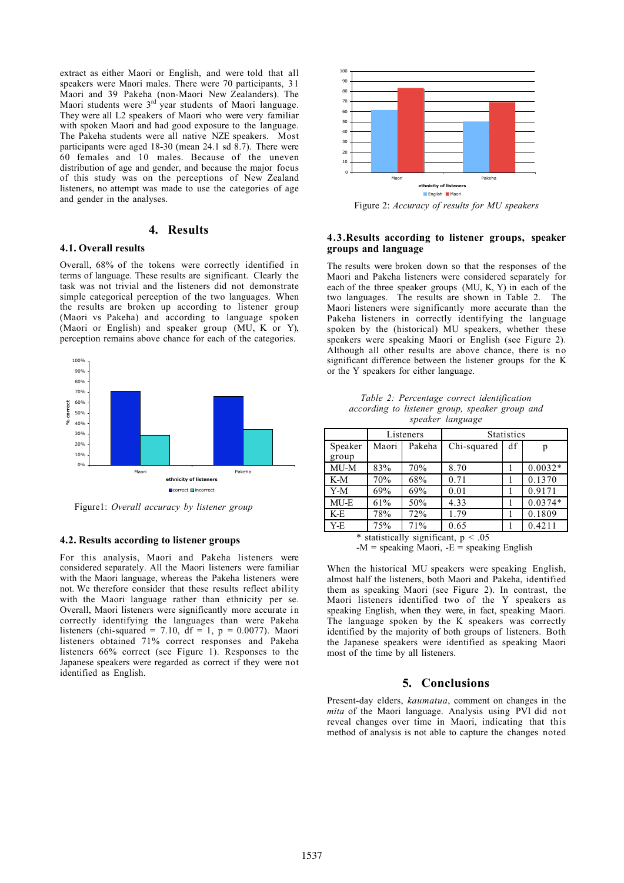extract as either Maori or English, and were told that all speakers were Maori males. There were 70 participants, 31 Maori and 39 Pakeha (non-Maori New Zealanders). The Maori students were 3rd year students of Maori language. They were all L2 speakers of Maori who were very familiar with spoken Maori and had good exposure to the language. The Pakeha students were all native NZE speakers. Most participants were aged 18-30 (mean 24.1 sd 8.7). There were 60 females and 10 males. Because of the uneven distribution of age and gender, and because the major focus of this study was on the perceptions of New Zealand listeners, no attempt was made to use the categories of age and gender in the analyses.

## 4. Results

### 4.1. Overall results

Overall, 68% of the tokens were correctly identified in terms of language. These results are significant. Clearly the task was not trivial and the listeners did not demonstrate simple categorical perception of the two languages. When the results are broken up according to listener group (Maori vs Pakeha) and according to language spoken (Maori or English) and speaker group (MU, K or Y), perception remains above chance for each of the categories.

Figure1: *Overall accuracy by listener group*

### 4.2. Results according to listener groups

For this analysis, Maori and Pakeha listeners were considered separately. All the Maori listeners were familiar with the Maori language, whereas the Pakeha listeners were not. We therefore consider that these results reflect ability with the Maori language rather than ethnicity per se. Overall, Maori listeners were significantly more accurate in correctly identifying the languages than were Pakeha listeners (chi-squared = 7.10, df = 1, $p = 0.0077$). Maori listeners obtained 71% correct responses and Pakeha listeners 66% correct (see Figure 1). Responses to the Japanese speakers were regarded as correct if they were not identified as English.

Figure 2: *Accuracy of results for MU speakers*

### 4.3. Results according to listener groups, speaker groups and language

The results were broken down so that the responses of the Maori and Pakeha listeners were considered separately for each of the three speaker groups (MU, K, Y) in each of the two languages. The results are shown in Table 2. The Maori listeners were significantly more accurate than the Pakeha listeners in correctly identifying the language spoken by the (historical) MU speakers, whether these speakers were speaking Maori or English (see Figure 2). Although all other results are above chance, there is no significant difference between the listener groups for the K or the Y speakers for either language.

*Table 2: Percentage correct identification according to listener group, speaker group and speaker language*

| | Listeners | | Statistics | | |
|---|---|---|---|---|---|
| Speaker group | Maori | Pakeha | Chi-squared | df | p |
| MU-M | 83% | 70% | 8.70 | 1 | 0.0032* |
| K-M | 70% | 68% | 0.71 | 1 | 0.1370 |
| Y-M | 69% | 69% | 0.01 | 1 | 0.9171 |
| MU-E | 61% | 50% | 4.33 | 1 | 0.0374* |
| K-E | 78% | 72% | 1.79 | 1 | 0.1809 |
| Y-E | 75% | 71% | 0.65 | 1 | 0.4211 |

\* statistically significant, $p < .05$
-M = speaking Maori, -E = speaking English

When the historical MU speakers were speaking English, almost half the listeners, both Maori and Pakeha, identified them as speaking Maori (see Figure 2). In contrast, the Maori listeners identified two of the Y speakers as speaking English, when they were, in fact, speaking Maori. The language spoken by the K speakers was correctly identified by the majority of both groups of listeners. Both the Japanese speakers were identified as speaking Maori most of the time by all listeners.

## 5. Conclusions

Present-day elders, *kaumatua*, comment on changes in the *mita* of the Maori language. Analysis using PVI did not reveal changes over time in Maori, indicating that this method of analysis is not able to capture the changes noted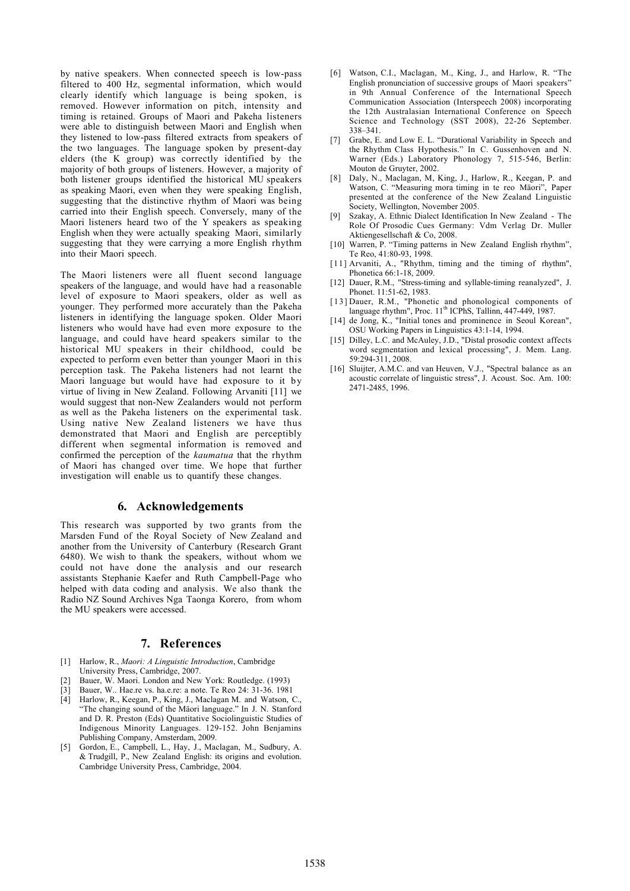by native speakers. When connected speech is low-pass filtered to 400 Hz, segmental information, which would clearly identify which language is being spoken, is removed. However information on pitch, intensity and timing is retained. Groups of Maori and Pakeha listeners were able to distinguish between Maori and English when they listened to low-pass filtered extracts from speakers of the two languages. The language spoken by present-day elders (the K group) was correctly identified by the majority of both groups of listeners. However, a majority of both listener groups identified the historical MU speakers as speaking Maori, even when they were speaking English, suggesting that the distinctive rhythm of Maori was being carried into their English speech. Conversely, many of the Maori listeners heard two of the Y speakers as speaking English when they were actually speaking Maori, similarly suggesting that they were carrying a more English rhythm into their Maori speech.

The Maori listeners were all fluent second language speakers of the language, and would have had a reasonable level of exposure to Maori speakers, older as well as younger. They performed more accurately than the Pakeha listeners in identifying the language spoken. Older Maori listeners who would have had even more exposure to the language, and could have heard speakers similar to the historical MU speakers in their childhood, could be expected to perform even better than younger Maori in this perception task. The Pakeha listeners had not learnt the Maori language but would have had exposure to it by virtue of living in New Zealand. Following Arvaniti [11] we would suggest that non-New Zealanders would not perform as well as the Pakeha listeners on the experimental task. Using native New Zealand listeners we have thus demonstrated that Maori and English are perceptibly different when segmental information is removed and confirmed the perception of the *kaumatua* that the rhythm of Maori has changed over time. We hope that further investigation will enable us to quantify these changes.

## 6. Acknowledgements

This research was supported by two grants from the Marsden Fund of the Royal Society of New Zealand and another from the University of Canterbury (Research Grant 6480). We wish to thank the speakers, without whom we could not have done the analysis and our research assistants Stephanie Kaefer and Ruth Campbell-Page who helped with data coding and analysis. We also thank the Radio NZ Sound Archives Nga Taonga Korero, from whom the MU speakers were accessed.

## 7. References

[1] Harlow, R., *Maori: A Linguistic Introduction*, Cambridge University Press, Cambridge, 2007.

[2] Bauer, W. Maori. London and New York: Routledge. (1993)

[3] Bauer, W.. Hae.re vs. ha.e.re: a note. Te Reo 24: 31-36. 1981

[4] Harlow, R., Keegan, P., King, J., Maclagan M. and Watson, C., "The changing sound of the Mäori language." In J. N. Stanford and D. R. Preston (Eds) Quantitative Sociolinguistic Studies of Indigenous Minority Languages. 129-152. John Benjamins Publishing Company, Amsterdam, 2009.

[5] Gordon, E., Campbell, L., Hay, J., Maclagan, M., Sudbury, A. & Trudgill, P., New Zealand English: its origins and evolution. Cambridge University Press, Cambridge, 2004.

[6] Watson, C.I., Maclagan, M., King, J., and Harlow, R. "The English pronunciation of successive groups of Maori speakers" in 9th Annual Conference of the International Speech Communication Association (Interspeech 2008) incorporating the 12th Australasian International Conference on Speech Science and Technology (SST 2008), 22-26 September. 338–341.

[7] Grabe, E. and Low E. L. "Durational Variability in Speech and the Rhythm Class Hypothesis." In C. Gussenhoven and N. Warner (Eds.) Laboratory Phonology 7, 515-546, Berlin: Mouton de Gruyter, 2002.

[8] Daly, N., Maclagan, M, King, J., Harlow, R., Keegan, P. and Watson, C. "Measuring mora timing in te reo Mäori", Paper presented at the conference of the New Zealand Linguistic Society, Wellington, November 2005.

[9] Szakay, A. Ethnic Dialect Identification In New Zealand - The Role Of Prosodic Cues Germany: Vdm Verlag Dr. Muller Aktiengesellschaft & Co, 2008.

[10] Warren, P. "Timing patterns in New Zealand English rhythm", Te Reo, 41:80-93, 1998.

[11] Arvaniti, A., "Rhythm, timing and the timing of rhythm", Phonetica 66:1-18, 2009.

[12] Dauer, R.M., "Stress-timing and syllable-timing reanalyzed", J. Phonet. 11:51-62, 1983.

[13] Dauer, R.M., "Phonetic and phonological components of language rhythm", Proc. 11th ICPhS, Tallinn, 447-449, 1987.

[14] de Jong, K., "Initial tones and prominence in Seoul Korean", OSU Working Papers in Linguistics 43:1-14, 1994.

[15] Dilley, L.C. and McAuley, J.D., "Distal prosodic context affects word segmentation and lexical processing", J. Mem. Lang. 59:294-311, 2008.

[16] Sluijter, A.M.C. and van Heuven, V.J., "Spectral balance as an acoustic correlate of linguistic stress", J. Acoust. Soc. Am. 100: 2471-2485, 1996.